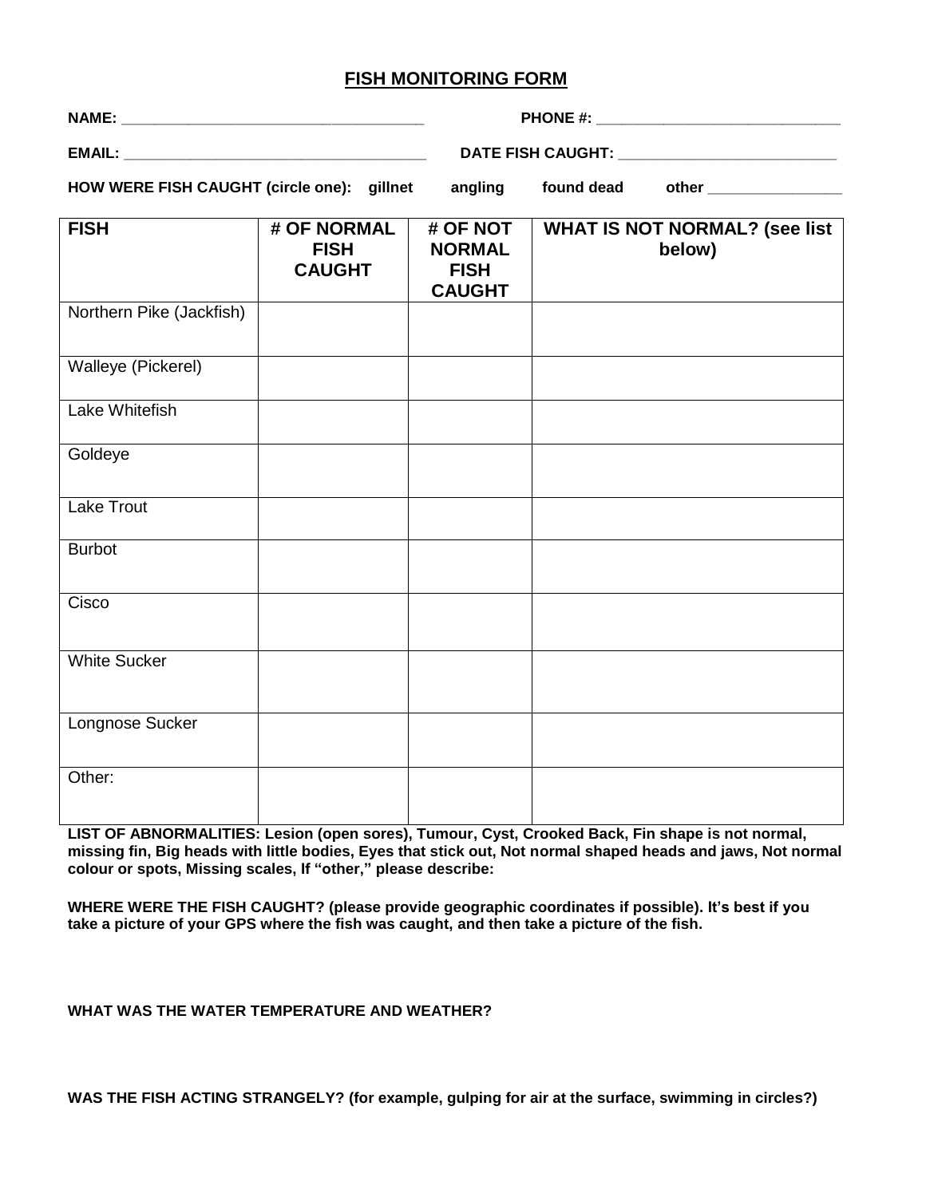# FISH MONITORING FORM

**NAME:** ______________________________________ **PHONE #:** ______________________________

**EMAIL:** ______________________________________ **DATE FISH CAUGHT:** ___________________________

**HOW WERE FISH CAUGHT (circle one): gillnet angling found dead other** ________________

| FISH | # OF NORMAL FISH CAUGHT | # OF NOT NORMAL FISH CAUGHT | WHAT IS NOT NORMAL? (see list below) |
|---|---|---|---|
| Northern Pike (Jackfish) | | | |
| Walleye (Pickerel) | | | |
| Lake Whitefish | | | |
| Goldeye | | | |
| Lake Trout | | | |
| Burbot | | | |
| Cisco | | | |
| White Sucker | | | |
| Longnose Sucker | | | |
| Other: | | | |

**LIST OF ABNORMALITIES: Lesion (open sores), Tumour, Cyst, Crooked Back, Fin shape is not normal, missing fin, Big heads with little bodies, Eyes that stick out, Not normal shaped heads and jaws, Not normal colour or spots, Missing scales, If "other," please describe:**

**WHERE WERE THE FISH CAUGHT? (please provide geographic coordinates if possible). It's best if you take a picture of your GPS where the fish was caught, and then take a picture of the fish.**

**WHAT WAS THE WATER TEMPERATURE AND WEATHER?**

**WAS THE FISH ACTING STRANGELY? (for example, gulping for air at the surface, swimming in circles?)**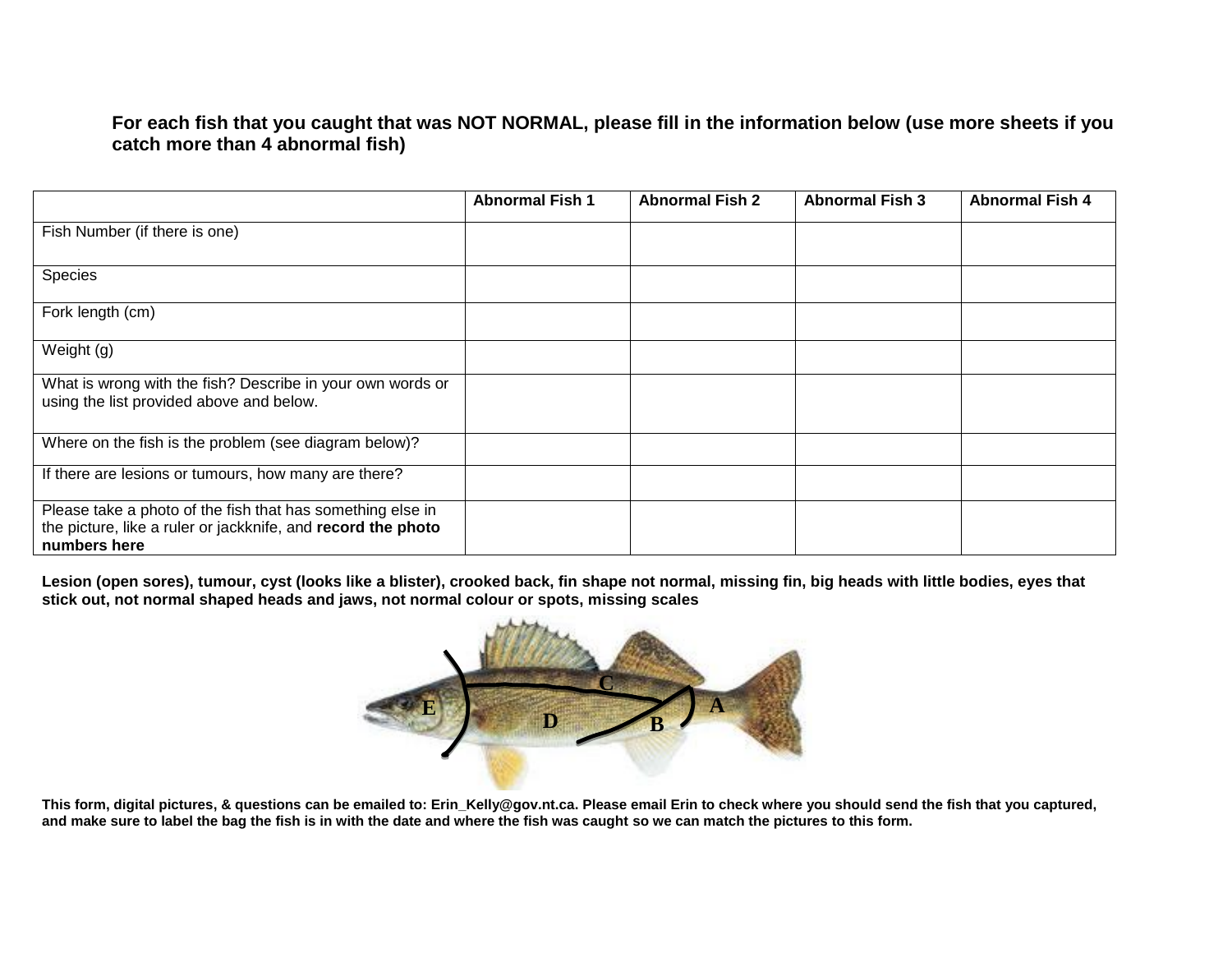**For each fish that you caught that was NOT NORMAL, please fill in the information below (use more sheets if you catch more than 4 abnormal fish)**

| | **Abnormal Fish 1** | **Abnormal Fish 2** | **Abnormal Fish 3** | **Abnormal Fish 4** |
|---|---|---|---|---|
| Fish Number (if there is one) | | | | |
| Species | | | | |
| Fork length (cm) | | | | |
| Weight (g) | | | | |
| What is wrong with the fish? Describe in your own words or using the list provided above and below. | | | | |
| Where on the fish is the problem (see diagram below)? | | | | |
| If there are lesions or tumours, how many are there? | | | | |
| Please take a photo of the fish that has something else in the picture, like a ruler or jackknife, and **record the photo numbers here** | | | | |

**Lesion (open sores), tumour, cyst (looks like a blister), crooked back, fin shape not normal, missing fin, big heads with little bodies, eyes that stick out, not normal shaped heads and jaws, not normal colour or spots, missing scales**

C
E
D
B
A

**This form, digital pictures, & questions can be emailed to: Erin_Kelly@gov.nt.ca. Please email Erin to check where you should send the fish that you captured, and make sure to label the bag the fish is in with the date and where the fish was caught so we can match the pictures to this form.**